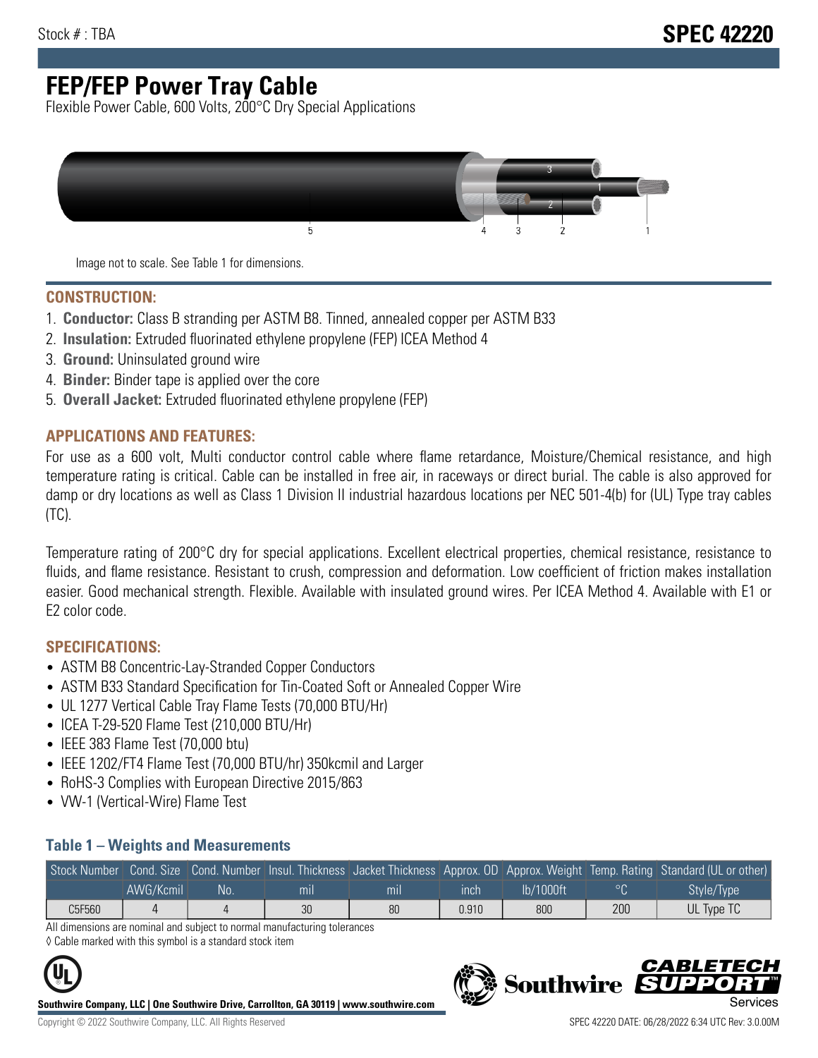Stock # : TBA

# SPEC 42220

# FEP/FEP Power Tray Cable

Flexible Power Cable, 600 Volts, 200°C Dry Special Applications

Image not to scale. See Table 1 for dimensions.

## CONSTRUCTION:

1. **Conductor:** Class B stranding per ASTM B8. Tinned, annealed copper per ASTM B33
2. **Insulation:** Extruded fluorinated ethylene propylene (FEP) ICEA Method 4
3. **Ground:** Uninsulated ground wire
4. **Binder:** Binder tape is applied over the core
5. **Overall Jacket:** Extruded fluorinated ethylene propylene (FEP)

## APPLICATIONS AND FEATURES:

For use as a 600 volt, Multi conductor control cable where flame retardance, Moisture/Chemical resistance, and high temperature rating is critical. Cable can be installed in free air, in raceways or direct burial. The cable is also approved for damp or dry locations as well as Class 1 Division II industrial hazardous locations per NEC 501-4(b) for (UL) Type tray cables (TC).

Temperature rating of 200°C dry for special applications. Excellent electrical properties, chemical resistance, resistance to fluids, and flame resistance. Resistant to crush, compression and deformation. Low coefficient of friction makes installation easier. Good mechanical strength. Flexible. Available with insulated ground wires. Per ICEA Method 4. Available with E1 or E2 color code.

## SPECIFICATIONS:

- ASTM B8 Concentric-Lay-Stranded Copper Conductors
- ASTM B33 Standard Specification for Tin-Coated Soft or Annealed Copper Wire
- UL 1277 Vertical Cable Tray Flame Tests (70,000 BTU/Hr)
- ICEA T-29-520 Flame Test (210,000 BTU/Hr)
- IEEE 383 Flame Test (70,000 btu)
- IEEE 1202/FT4 Flame Test (70,000 BTU/hr) 350kcmil and Larger
- RoHS-3 Complies with European Directive 2015/863
- VW-1 (Vertical-Wire) Flame Test

### Table 1 – Weights and Measurements

| Stock Number | Cond. Size | Cond. Number | Insul. Thickness | Jacket Thickness | Approx. OD | Approx. Weight | Temp. Rating | Standard (UL or other) |
|---|---|---|---|---|---|---|---|---|
| | AWG/Kcmil | No. | mil | mil | inch | lb/1000ft | °C | Style/Type |
| C5F560 | 4 | 4 | 30 | 80 | 0.910 | 800 | 200 | UL Type TC |

All dimensions are nominal and subject to normal manufacturing tolerances

◊ Cable marked with this symbol is a standard stock item

**Southwire Company, LLC | One Southwire Drive, Carrollton, GA 30119 | www.southwire.com**

Copyright © 2022 Southwire Company, LLC. All Rights Reserved

SPEC 42220 DATE: 06/28/2022 6:34 UTC Rev: 3.0.00M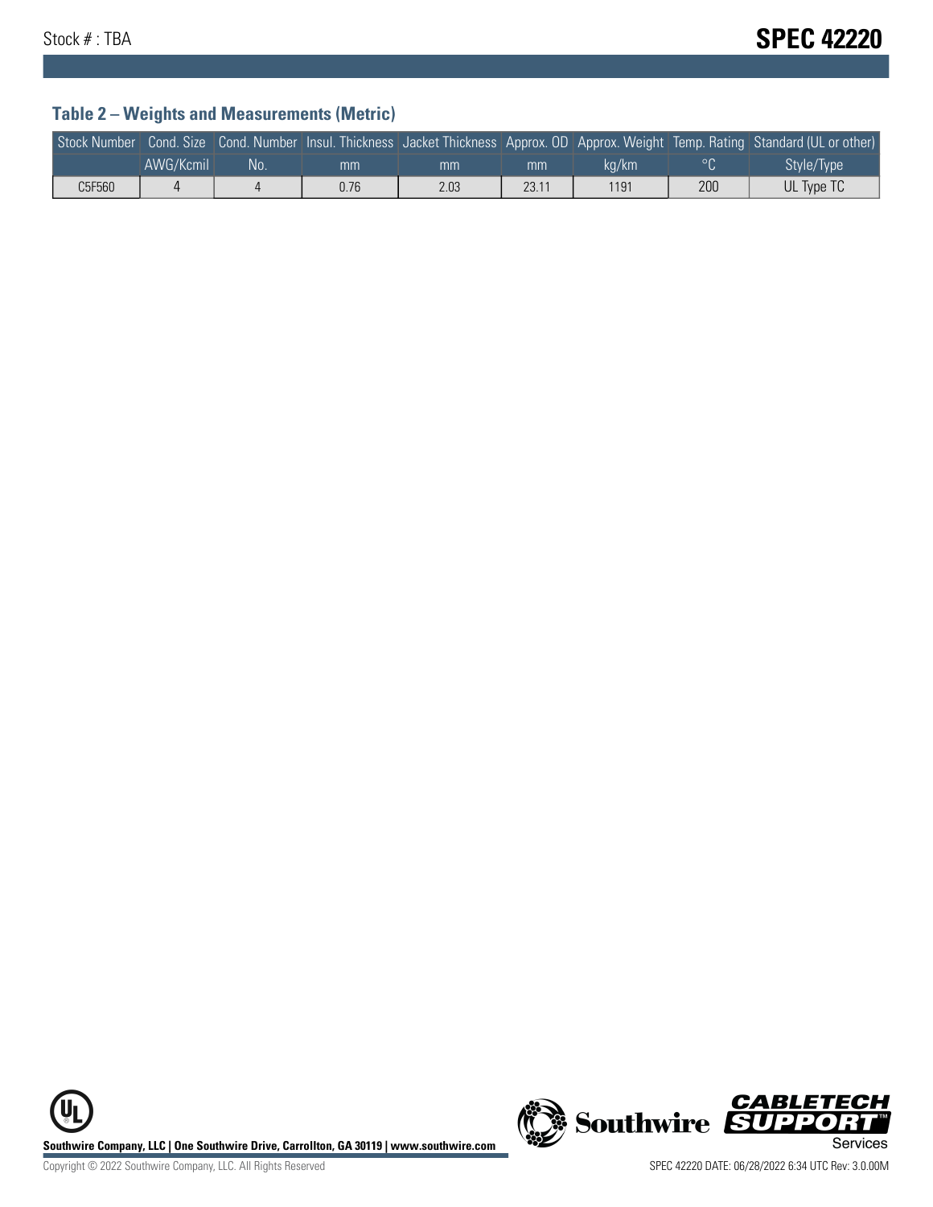### Table 2 – Weights and Measurements (Metric)

| Stock Number | Cond. Size | Cond. Number | Insul. Thickness | Jacket Thickness | Approx. OD | Approx. Weight | Temp. Rating | Standard (UL or other) |
|---|---|---|---|---|---|---|---|---|
| | AWG/Kcmil | No. | mm | mm | mm | kg/km | °C | Style/Type |
| C5F560 | 4 | 4 | 0.76 | 2.03 | 23.11 | 1191 | 200 | UL Type TC |

**Southwire Company, LLC | One Southwire Drive, Carrollton, GA 30119 | www.southwire.com**

Copyright © 2022 Southwire Company, LLC. All Rights Reserved

SPEC 42220 DATE: 06/28/2022 6:34 UTC Rev: 3.0.00M